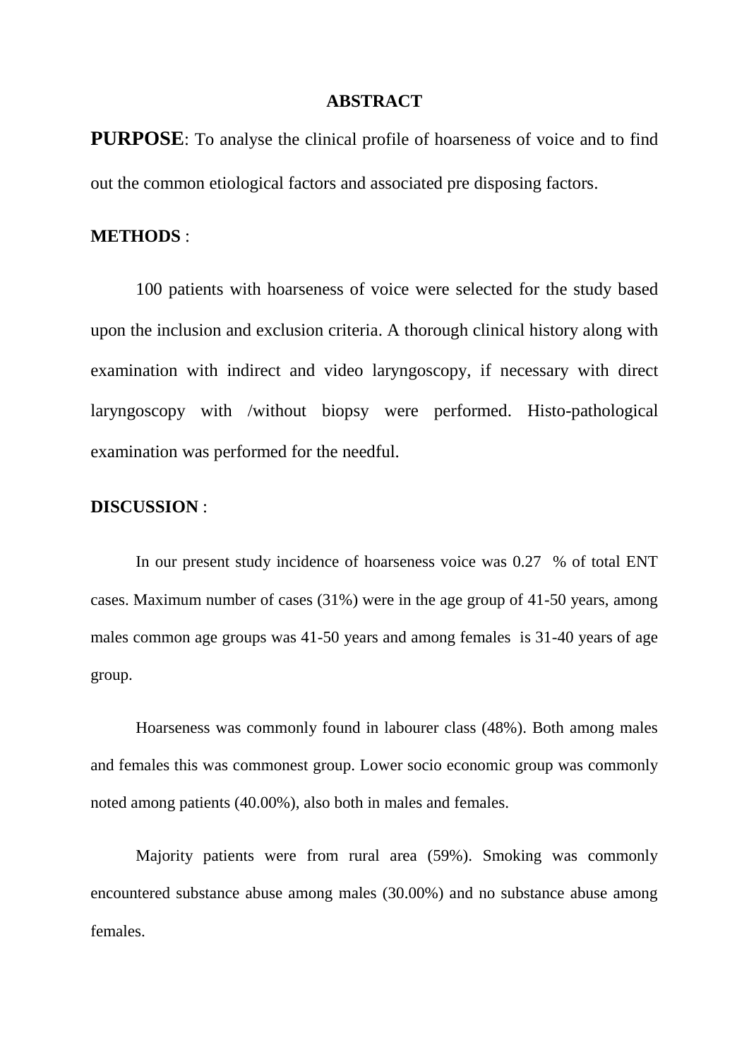# ABSTRACT

**PURPOSE**: To analyse the clinical profile of hoarseness of voice and to find out the common etiological factors and associated pre disposing factors.

**METHODS** :

100 patients with hoarseness of voice were selected for the study based upon the inclusion and exclusion criteria. A thorough clinical history along with examination with indirect and video laryngoscopy, if necessary with direct laryngoscopy with /without biopsy were performed. Histo-pathological examination was performed for the needful.

**DISCUSSION** :

In our present study incidence of hoarseness voice was 0.27 % of total ENT cases. Maximum number of cases (31%) were in the age group of 41-50 years, among males common age groups was 41-50 years and among females is 31-40 years of age group.

Hoarseness was commonly found in labourer class (48%). Both among males and females this was commonest group. Lower socio economic group was commonly noted among patients (40.00%), also both in males and females.

Majority patients were from rural area (59%). Smoking was commonly encountered substance abuse among males (30.00%) and no substance abuse among females.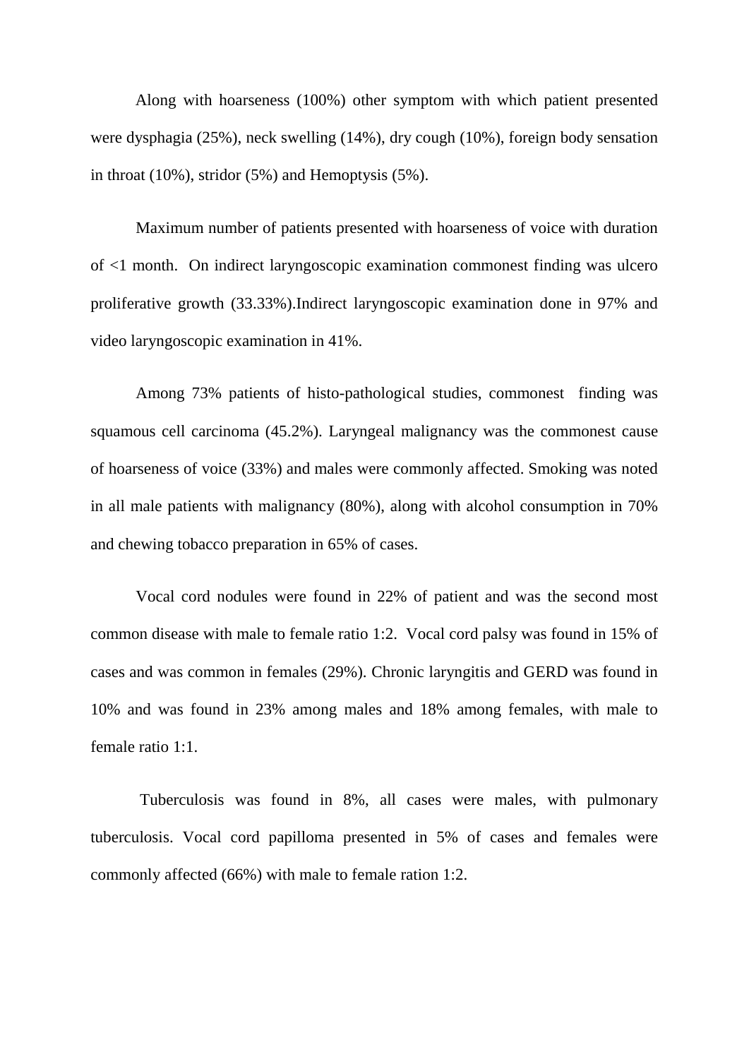Along with hoarseness (100%) other symptom with which patient presented were dysphagia (25%), neck swelling (14%), dry cough (10%), foreign body sensation in throat (10%), stridor (5%) and Hemoptysis (5%).

Maximum number of patients presented with hoarseness of voice with duration of <1 month. On indirect laryngoscopic examination commonest finding was ulcero proliferative growth (33.33%).Indirect laryngoscopic examination done in 97% and video laryngoscopic examination in 41%.

Among 73% patients of histo-pathological studies, commonest finding was squamous cell carcinoma (45.2%). Laryngeal malignancy was the commonest cause of hoarseness of voice (33%) and males were commonly affected. Smoking was noted in all male patients with malignancy (80%), along with alcohol consumption in 70% and chewing tobacco preparation in 65% of cases.

Vocal cord nodules were found in 22% of patient and was the second most common disease with male to female ratio 1:2. Vocal cord palsy was found in 15% of cases and was common in females (29%). Chronic laryngitis and GERD was found in 10% and was found in 23% among males and 18% among females, with male to female ratio 1:1.

Tuberculosis was found in 8%, all cases were males, with pulmonary tuberculosis. Vocal cord papilloma presented in 5% of cases and females were commonly affected (66%) with male to female ration 1:2.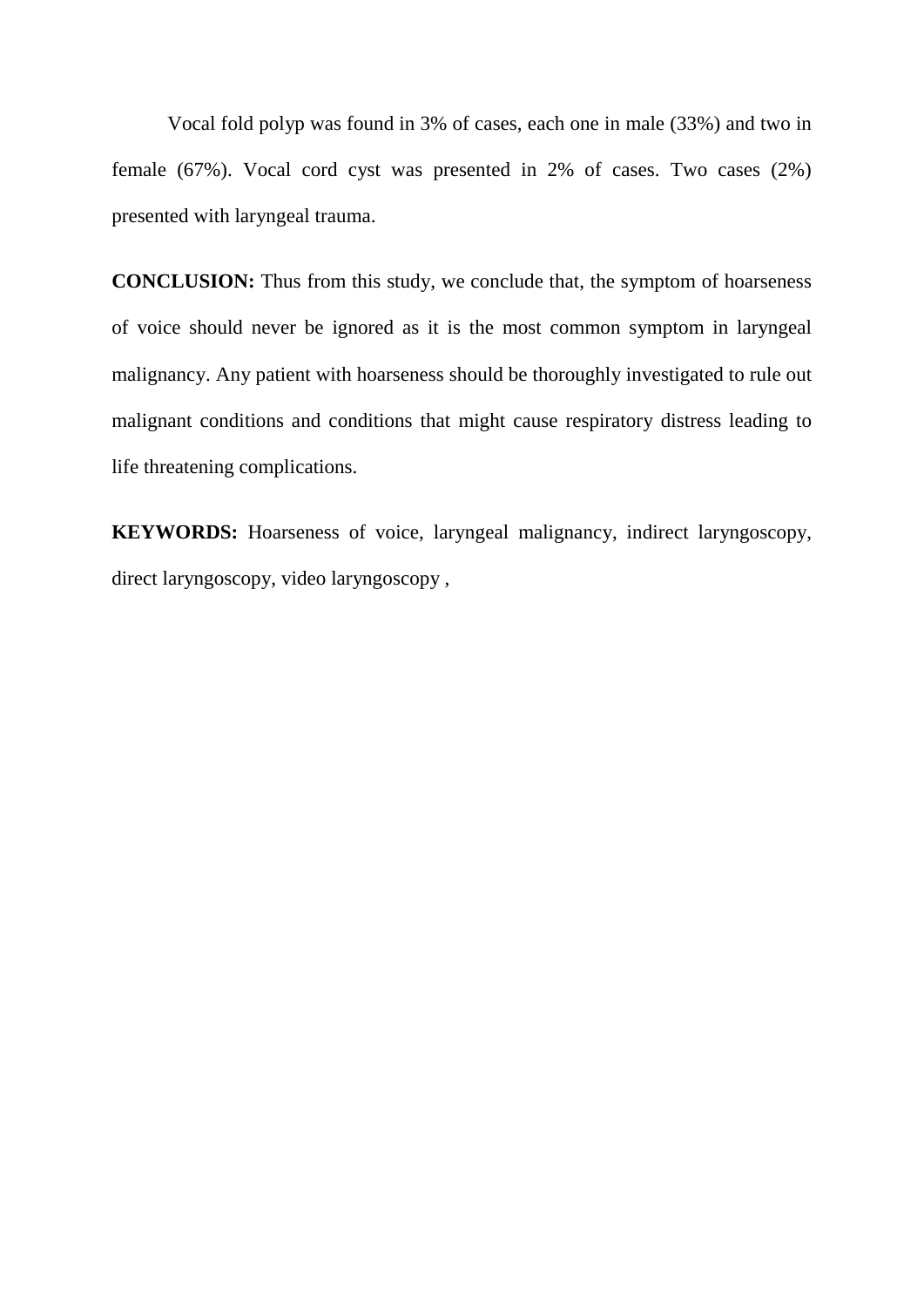Vocal fold polyp was found in 3% of cases, each one in male (33%) and two in female (67%). Vocal cord cyst was presented in 2% of cases. Two cases (2%) presented with laryngeal trauma.

**CONCLUSION:** Thus from this study, we conclude that, the symptom of hoarseness of voice should never be ignored as it is the most common symptom in laryngeal malignancy. Any patient with hoarseness should be thoroughly investigated to rule out malignant conditions and conditions that might cause respiratory distress leading to life threatening complications.

**KEYWORDS:** Hoarseness of voice, laryngeal malignancy, indirect laryngoscopy, direct laryngoscopy, video laryngoscopy ,